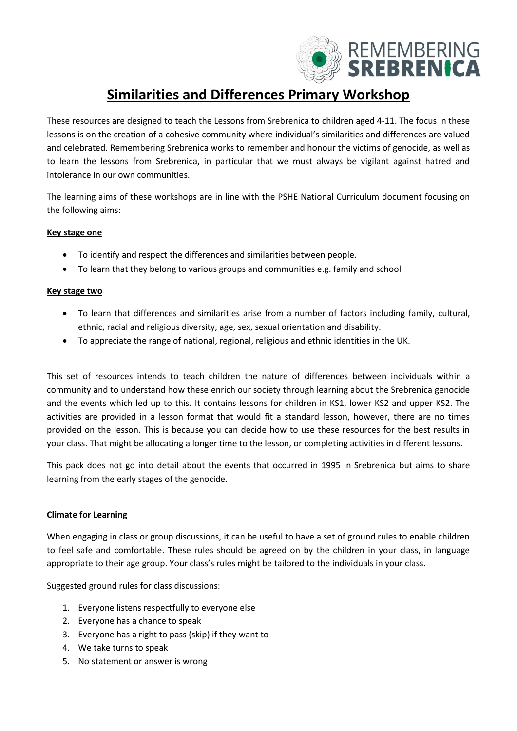# Similarities and Differences Primary Workshop

These resources are designed to teach the Lessons from Srebrenica to children aged 4-11. The focus in these lessons is on the creation of a cohesive community where individual's similarities and differences are valued and celebrated. Remembering Srebrenica works to remember and honour the victims of genocide, as well as to learn the lessons from Srebrenica, in particular that we must always be vigilant against hatred and intolerance in our own communities.

The learning aims of these workshops are in line with the PSHE National Curriculum document focusing on the following aims:

**Key stage one**

- To identify and respect the differences and similarities between people.
- To learn that they belong to various groups and communities e.g. family and school

**Key stage two**

- To learn that differences and similarities arise from a number of factors including family, cultural, ethnic, racial and religious diversity, age, sex, sexual orientation and disability.
- To appreciate the range of national, regional, religious and ethnic identities in the UK.

This set of resources intends to teach children the nature of differences between individuals within a community and to understand how these enrich our society through learning about the Srebrenica genocide and the events which led up to this. It contains lessons for children in KS1, lower KS2 and upper KS2. The activities are provided in a lesson format that would fit a standard lesson, however, there are no times provided on the lesson. This is because you can decide how to use these resources for the best results in your class. That might be allocating a longer time to the lesson, or completing activities in different lessons.

This pack does not go into detail about the events that occurred in 1995 in Srebrenica but aims to share learning from the early stages of the genocide.

**Climate for Learning**

When engaging in class or group discussions, it can be useful to have a set of ground rules to enable children to feel safe and comfortable. These rules should be agreed on by the children in your class, in language appropriate to their age group. Your class's rules might be tailored to the individuals in your class.

Suggested ground rules for class discussions:

1. Everyone listens respectfully to everyone else
2. Everyone has a chance to speak
3. Everyone has a right to pass (skip) if they want to
4. We take turns to speak
5. No statement or answer is wrong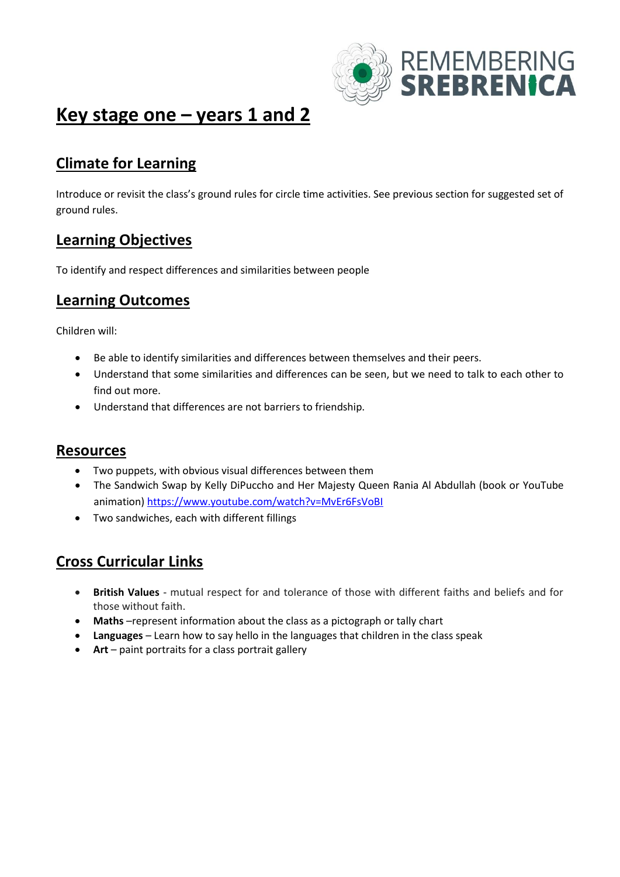# Key stage one – years 1 and 2

## Climate for Learning

Introduce or revisit the class's ground rules for circle time activities. See previous section for suggested set of ground rules.

## Learning Objectives

To identify and respect differences and similarities between people

## Learning Outcomes

Children will:

- Be able to identify similarities and differences between themselves and their peers.
- Understand that some similarities and differences can be seen, but we need to talk to each other to find out more.
- Understand that differences are not barriers to friendship.

## Resources

- Two puppets, with obvious visual differences between them
- The Sandwich Swap by Kelly DiPuccho and Her Majesty Queen Rania Al Abdullah (book or YouTube animation) https://www.youtube.com/watch?v=MvEr6FsVoBI
- Two sandwiches, each with different fillings

## Cross Curricular Links

- **British Values** - mutual respect for and tolerance of those with different faiths and beliefs and for those without faith.
- **Maths** –represent information about the class as a pictograph or tally chart
- **Languages** – Learn how to say hello in the languages that children in the class speak
- **Art** – paint portraits for a class portrait gallery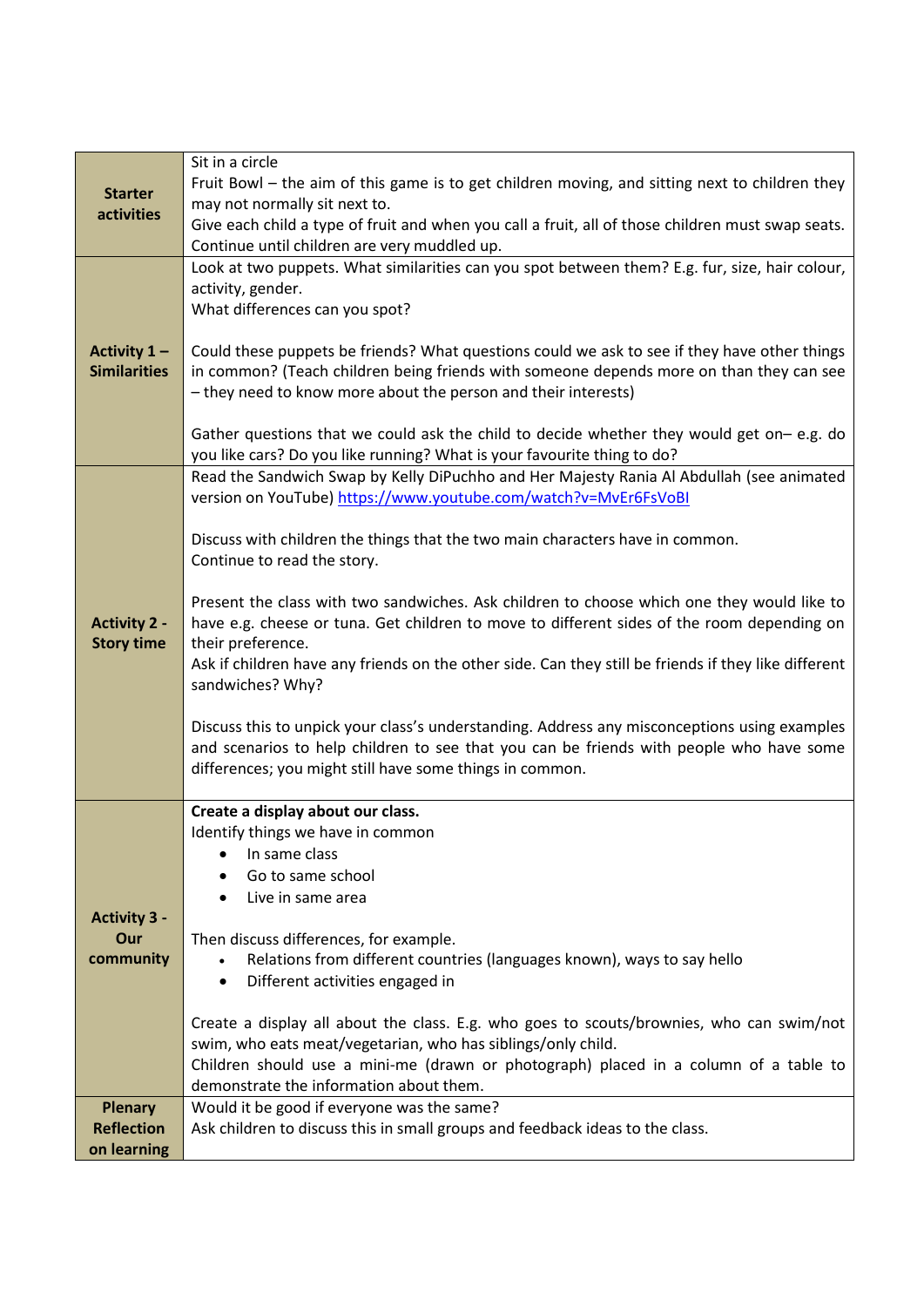| | |
|---|---|
| **Starter activities** | Sit in a circle<br>Fruit Bowl – the aim of this game is to get children moving, and sitting next to children they may not normally sit next to.<br>Give each child a type of fruit and when you call a fruit, all of those children must swap seats. Continue until children are very muddled up. |
| **Activity 1 – Similarities** | Look at two puppets. What similarities can you spot between them? E.g. fur, size, hair colour, activity, gender.<br>What differences can you spot?<br><br>Could these puppets be friends? What questions could we ask to see if they have other things in common? (Teach children being friends with someone depends more on than they can see – they need to know more about the person and their interests)<br><br>Gather questions that we could ask the child to decide whether they would get on– e.g. do you like cars? Do you like running? What is your favourite thing to do? |
| **Activity 2 - Story time** | Read the Sandwich Swap by Kelly DiPuchho and Her Majesty Rania Al Abdullah (see animated version on YouTube) [https://www.youtube.com/watch?v=MvEr6FsVoBI](https://www.youtube.com/watch?v=MvEr6FsVoBI)<br><br>Discuss with children the things that the two main characters have in common.<br>Continue to read the story.<br><br>Present the class with two sandwiches. Ask children to choose which one they would like to have e.g. cheese or tuna. Get children to move to different sides of the room depending on their preference.<br>Ask if children have any friends on the other side. Can they still be friends if they like different sandwiches? Why?<br><br>Discuss this to unpick your class's understanding. Address any misconceptions using examples and scenarios to help children to see that you can be friends with people who have some differences; you might still have some things in common. |
| **Activity 3 - Our community** | **Create a display about our class.**<br>Identify things we have in common<br>• In same class<br>• Go to same school<br>• Live in same area<br><br>Then discuss differences, for example.<br>• Relations from different countries (languages known), ways to say hello<br>• Different activities engaged in<br><br>Create a display all about the class. E.g. who goes to scouts/brownies, who can swim/not swim, who eats meat/vegetarian, who has siblings/only child.<br>Children should use a mini-me (drawn or photograph) placed in a column of a table to demonstrate the information about them. |
| **Plenary Reflection on learning** | Would it be good if everyone was the same?<br>Ask children to discuss this in small groups and feedback ideas to the class. |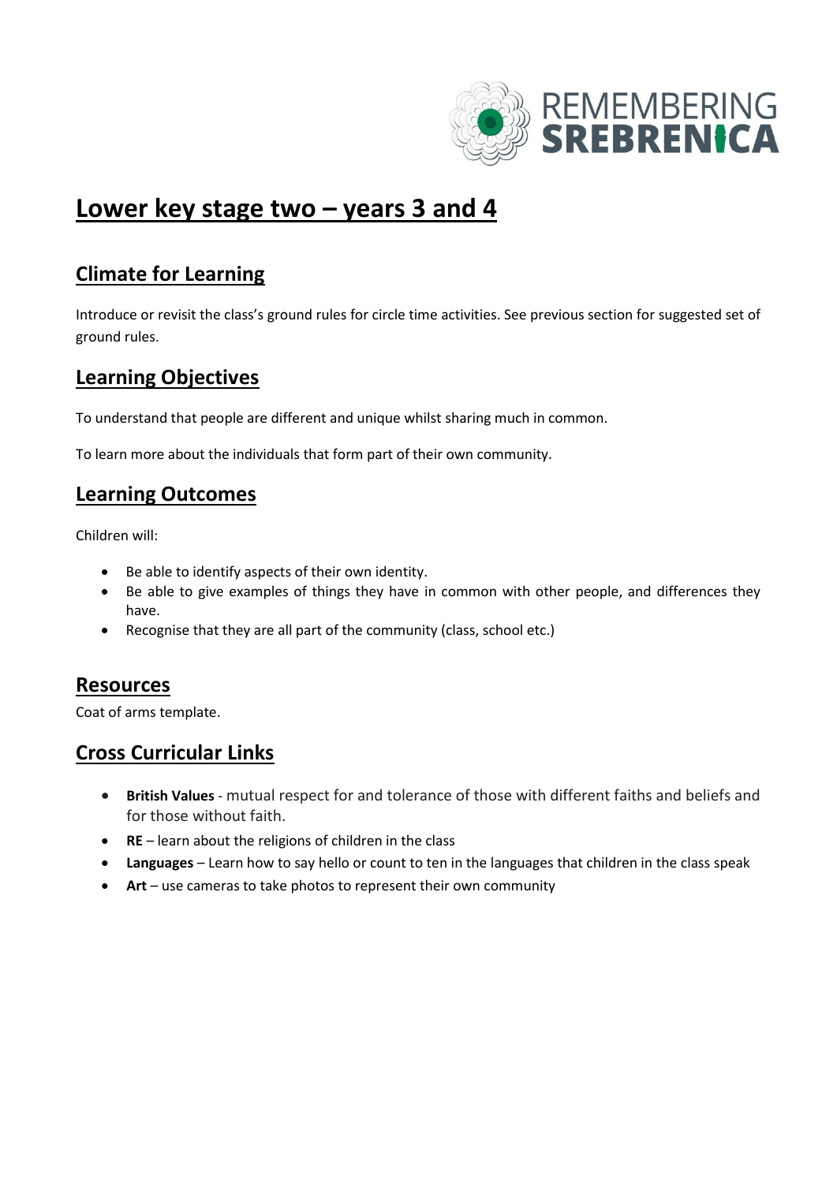# Lower key stage two – years 3 and 4

## Climate for Learning

Introduce or revisit the class's ground rules for circle time activities. See previous section for suggested set of ground rules.

## Learning Objectives

To understand that people are different and unique whilst sharing much in common.

To learn more about the individuals that form part of their own community.

## Learning Outcomes

Children will:

- Be able to identify aspects of their own identity.
- Be able to give examples of things they have in common with other people, and differences they have.
- Recognise that they are all part of the community (class, school etc.)

## Resources

Coat of arms template.

## Cross Curricular Links

- **British Values** - mutual respect for and tolerance of those with different faiths and beliefs and for those without faith.
- **RE** – learn about the religions of children in the class
- **Languages** – Learn how to say hello or count to ten in the languages that children in the class speak
- **Art** – use cameras to take photos to represent their own community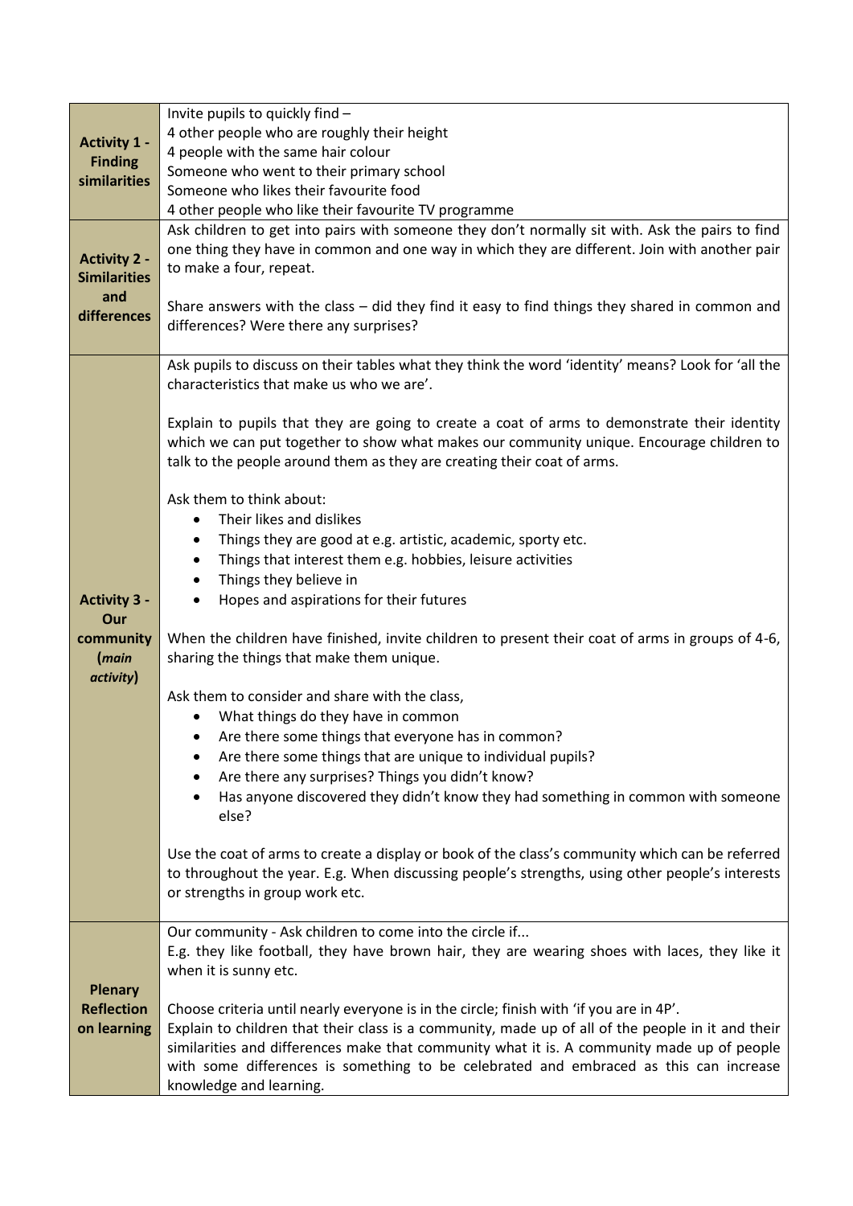| | |
|---|---|
| **Activity 1 - Finding similarities** | Invite pupils to quickly find –<br>4 other people who are roughly their height<br>4 people with the same hair colour<br>Someone who went to their primary school<br>Someone who likes their favourite food<br>4 other people who like their favourite TV programme |
| **Activity 2 - Similarities and differences** | Ask children to get into pairs with someone they don't normally sit with. Ask the pairs to find one thing they have in common and one way in which they are different. Join with another pair to make a four, repeat.<br><br>Share answers with the class – did they find it easy to find things they shared in common and differences? Were there any surprises? |
| **Activity 3 - Our community (*main activity*)** | Ask pupils to discuss on their tables what they think the word 'identity' means? Look for 'all the characteristics that make us who we are'.<br><br>Explain to pupils that they are going to create a coat of arms to demonstrate their identity which we can put together to show what makes our community unique. Encourage children to talk to the people around them as they are creating their coat of arms.<br><br>Ask them to think about:<br>• Their likes and dislikes<br>• Things they are good at e.g. artistic, academic, sporty etc.<br>• Things that interest them e.g. hobbies, leisure activities<br>• Things they believe in<br>• Hopes and aspirations for their futures<br><br>When the children have finished, invite children to present their coat of arms in groups of 4-6, sharing the things that make them unique.<br><br>Ask them to consider and share with the class,<br>• What things do they have in common<br>• Are there some things that everyone has in common?<br>• Are there some things that are unique to individual pupils?<br>• Are there any surprises? Things you didn't know?<br>• Has anyone discovered they didn't know they had something in common with someone else?<br><br>Use the coat of arms to create a display or book of the class's community which can be referred to throughout the year. E.g. When discussing people's strengths, using other people's interests or strengths in group work etc. |
| **Plenary Reflection on learning** | Our community - Ask children to come into the circle if...<br>E.g. they like football, they have brown hair, they are wearing shoes with laces, they like it when it is sunny etc.<br><br>Choose criteria until nearly everyone is in the circle; finish with 'if you are in 4P'.<br>Explain to children that their class is a community, made up of all of the people in it and their similarities and differences make that community what it is. A community made up of people with some differences is something to be celebrated and embraced as this can increase knowledge and learning. |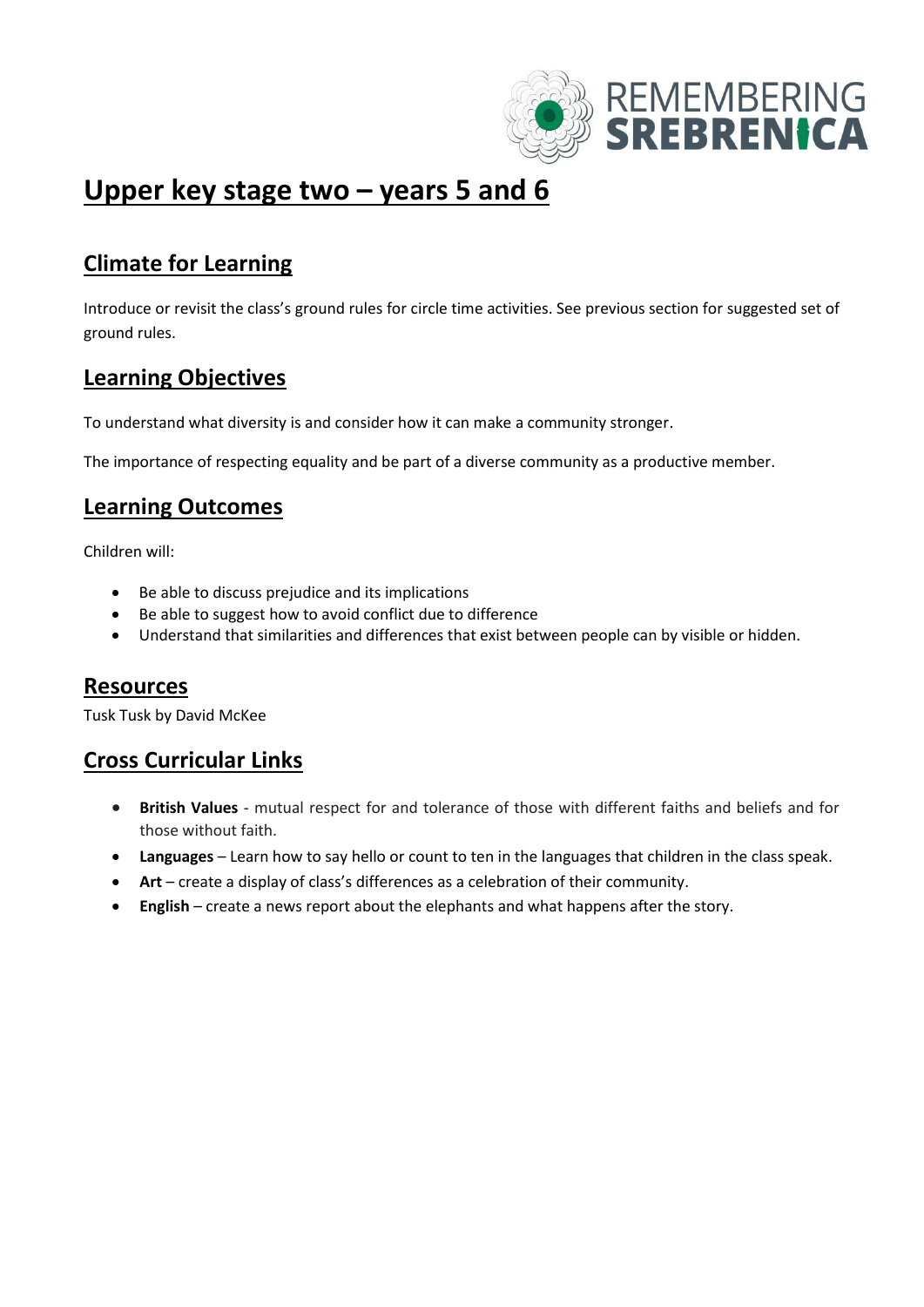# Upper key stage two – years 5 and 6

## Climate for Learning

Introduce or revisit the class's ground rules for circle time activities. See previous section for suggested set of ground rules.

## Learning Objectives

To understand what diversity is and consider how it can make a community stronger.

The importance of respecting equality and be part of a diverse community as a productive member.

## Learning Outcomes

Children will:

- Be able to discuss prejudice and its implications
- Be able to suggest how to avoid conflict due to difference
- Understand that similarities and differences that exist between people can by visible or hidden.

## Resources

Tusk Tusk by David McKee

## Cross Curricular Links

- **British Values** - mutual respect for and tolerance of those with different faiths and beliefs and for those without faith.
- **Languages** – Learn how to say hello or count to ten in the languages that children in the class speak.
- **Art** – create a display of class's differences as a celebration of their community.
- **English** – create a news report about the elephants and what happens after the story.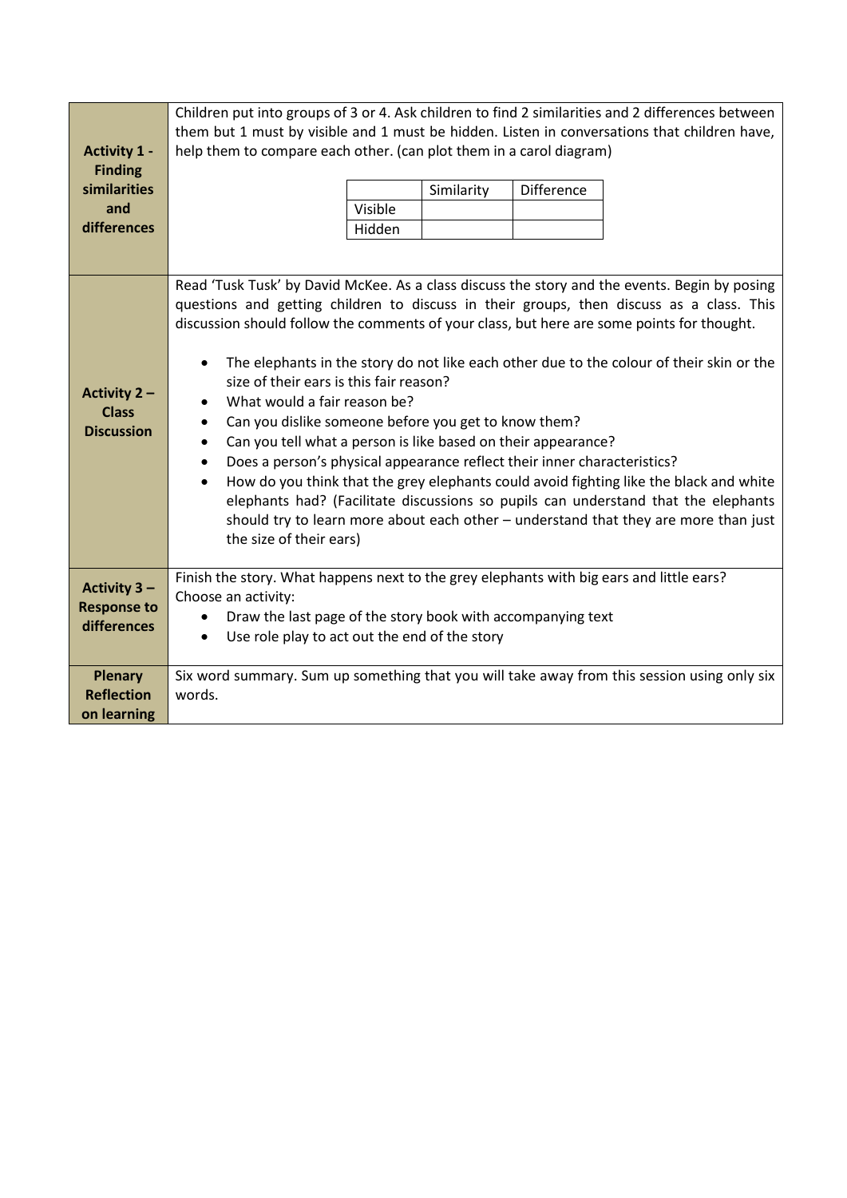| | |
|---|---|
| **Activity 1 - Finding similarities and differences** | Children put into groups of 3 or 4. Ask children to find 2 similarities and 2 differences between them but 1 must by visible and 1 must be hidden. Listen in conversations that children have, help them to compare each other. (can plot them in a carol diagram)<br><br>\| \| Similarity \| Difference \|<br>\| Visible \| \| \|<br>\| Hidden \| \| \| |
| **Activity 2 – Class Discussion** | Read 'Tusk Tusk' by David McKee. As a class discuss the story and the events. Begin by posing questions and getting children to discuss in their groups, then discuss as a class. This discussion should follow the comments of your class, but here are some points for thought.<br><br>• The elephants in the story do not like each other due to the colour of their skin or the size of their ears is this fair reason?<br>• What would a fair reason be?<br>• Can you dislike someone before you get to know them?<br>• Can you tell what a person is like based on their appearance?<br>• Does a person's physical appearance reflect their inner characteristics?<br>• How do you think that the grey elephants could avoid fighting like the black and white elephants had? (Facilitate discussions so pupils can understand that the elephants should try to learn more about each other – understand that they are more than just the size of their ears) |
| **Activity 3 – Response to differences** | Finish the story. What happens next to the grey elephants with big ears and little ears?<br>Choose an activity:<br>• Draw the last page of the story book with accompanying text<br>• Use role play to act out the end of the story |
| **Plenary Reflection on learning** | Six word summary. Sum up something that you will take away from this session using only six words. |